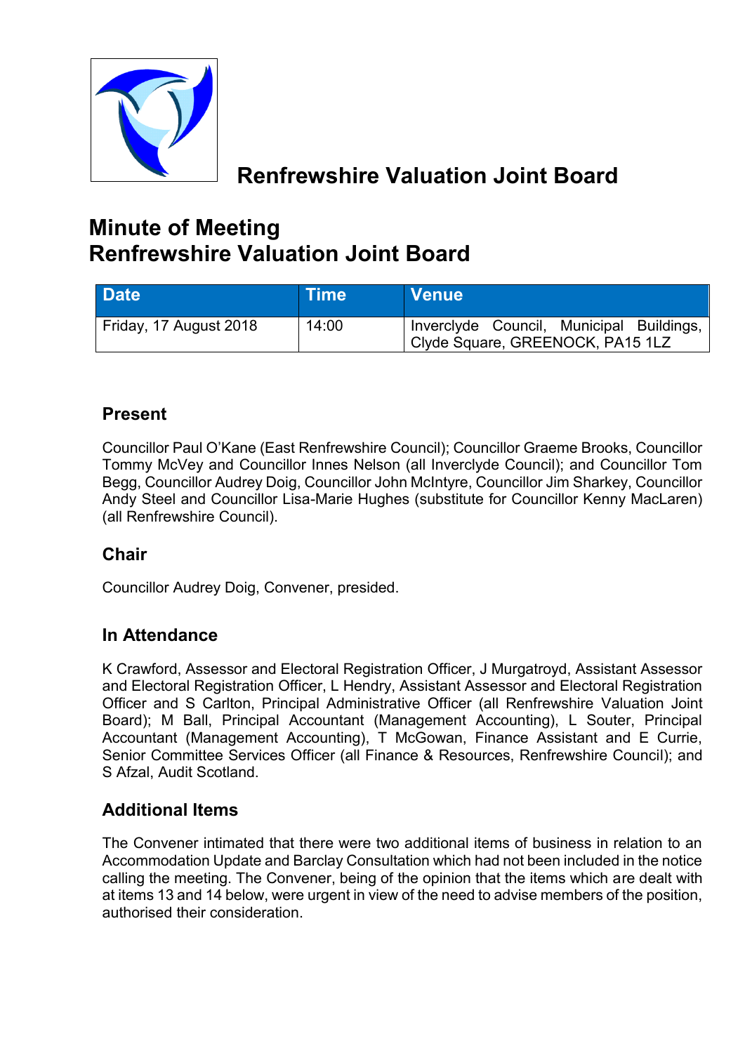# Renfrewshire Valuation Joint Board

# Minute of Meeting
# Renfrewshire Valuation Joint Board

| Date | Time | Venue |
| --- | --- | --- |
| Friday, 17 August 2018 | 14:00 | Inverclyde Council, Municipal Buildings, Clyde Square, GREENOCK, PA15 1LZ |

## Present

Councillor Paul O'Kane (East Renfrewshire Council); Councillor Graeme Brooks, Councillor Tommy McVey and Councillor Innes Nelson (all Inverclyde Council); and Councillor Tom Begg, Councillor Audrey Doig, Councillor John McIntyre, Councillor Jim Sharkey, Councillor Andy Steel and Councillor Lisa-Marie Hughes (substitute for Councillor Kenny MacLaren) (all Renfrewshire Council).

## Chair

Councillor Audrey Doig, Convener, presided.

## In Attendance

K Crawford, Assessor and Electoral Registration Officer, J Murgatroyd, Assistant Assessor and Electoral Registration Officer, L Hendry, Assistant Assessor and Electoral Registration Officer and S Carlton, Principal Administrative Officer (all Renfrewshire Valuation Joint Board); M Ball, Principal Accountant (Management Accounting), L Souter, Principal Accountant (Management Accounting), T McGowan, Finance Assistant and E Currie, Senior Committee Services Officer (all Finance & Resources, Renfrewshire Council); and S Afzal, Audit Scotland.

## Additional Items

The Convener intimated that there were two additional items of business in relation to an Accommodation Update and Barclay Consultation which had not been included in the notice calling the meeting. The Convener, being of the opinion that the items which are dealt with at items 13 and 14 below, were urgent in view of the need to advise members of the position, authorised their consideration.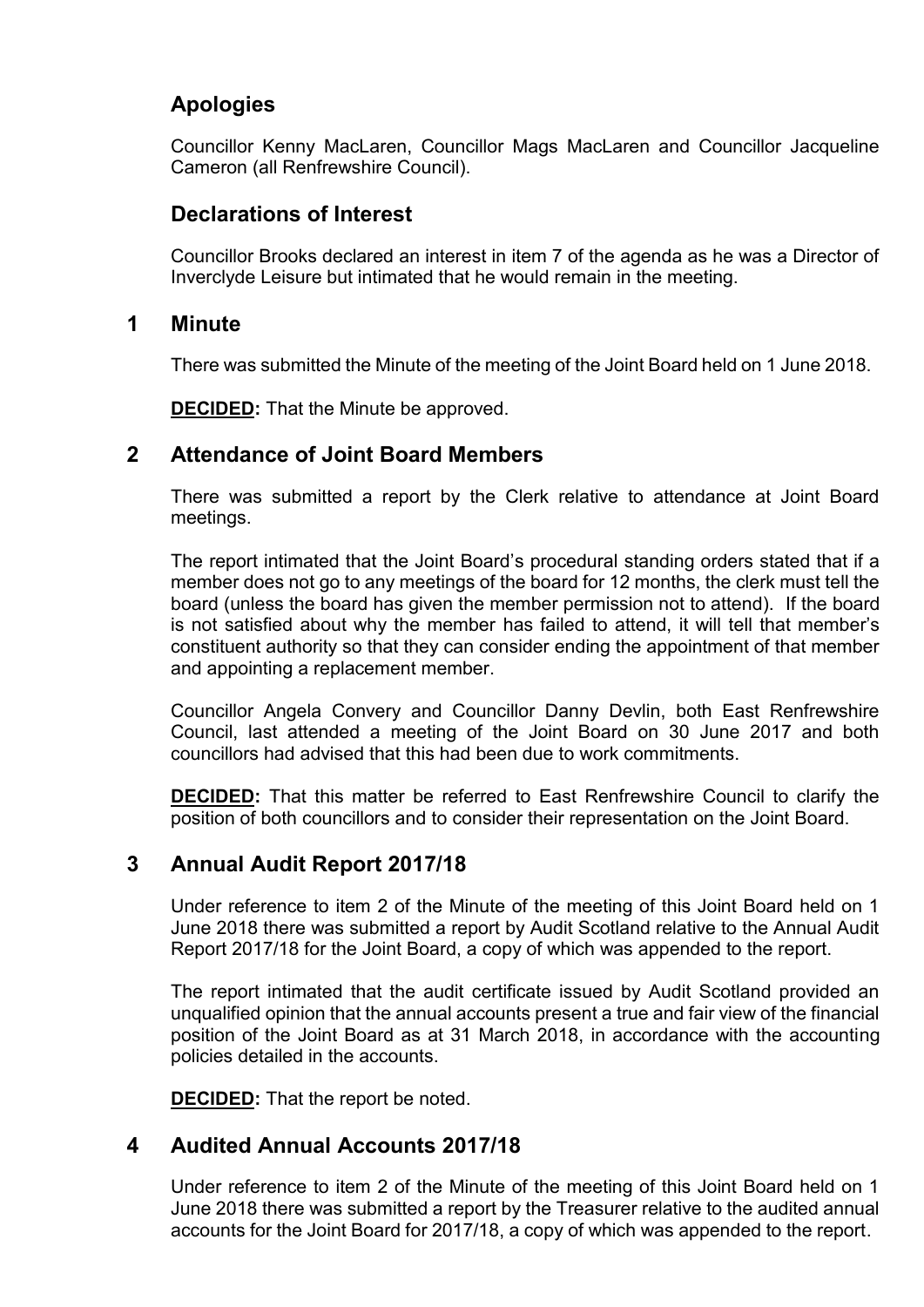## Apologies

Councillor Kenny MacLaren, Councillor Mags MacLaren and Councillor Jacqueline Cameron (all Renfrewshire Council).

## Declarations of Interest

Councillor Brooks declared an interest in item 7 of the agenda as he was a Director of Inverclyde Leisure but intimated that he would remain in the meeting.

## 1 Minute

There was submitted the Minute of the meeting of the Joint Board held on 1 June 2018.

**DECIDED:** That the Minute be approved.

## 2 Attendance of Joint Board Members

There was submitted a report by the Clerk relative to attendance at Joint Board meetings.

The report intimated that the Joint Board's procedural standing orders stated that if a member does not go to any meetings of the board for 12 months, the clerk must tell the board (unless the board has given the member permission not to attend). If the board is not satisfied about why the member has failed to attend, it will tell that member's constituent authority so that they can consider ending the appointment of that member and appointing a replacement member.

Councillor Angela Convery and Councillor Danny Devlin, both East Renfrewshire Council, last attended a meeting of the Joint Board on 30 June 2017 and both councillors had advised that this had been due to work commitments.

**DECIDED:** That this matter be referred to East Renfrewshire Council to clarify the position of both councillors and to consider their representation on the Joint Board.

## 3 Annual Audit Report 2017/18

Under reference to item 2 of the Minute of the meeting of this Joint Board held on 1 June 2018 there was submitted a report by Audit Scotland relative to the Annual Audit Report 2017/18 for the Joint Board, a copy of which was appended to the report.

The report intimated that the audit certificate issued by Audit Scotland provided an unqualified opinion that the annual accounts present a true and fair view of the financial position of the Joint Board as at 31 March 2018, in accordance with the accounting policies detailed in the accounts.

**DECIDED:** That the report be noted.

## 4 Audited Annual Accounts 2017/18

Under reference to item 2 of the Minute of the meeting of this Joint Board held on 1 June 2018 there was submitted a report by the Treasurer relative to the audited annual accounts for the Joint Board for 2017/18, a copy of which was appended to the report.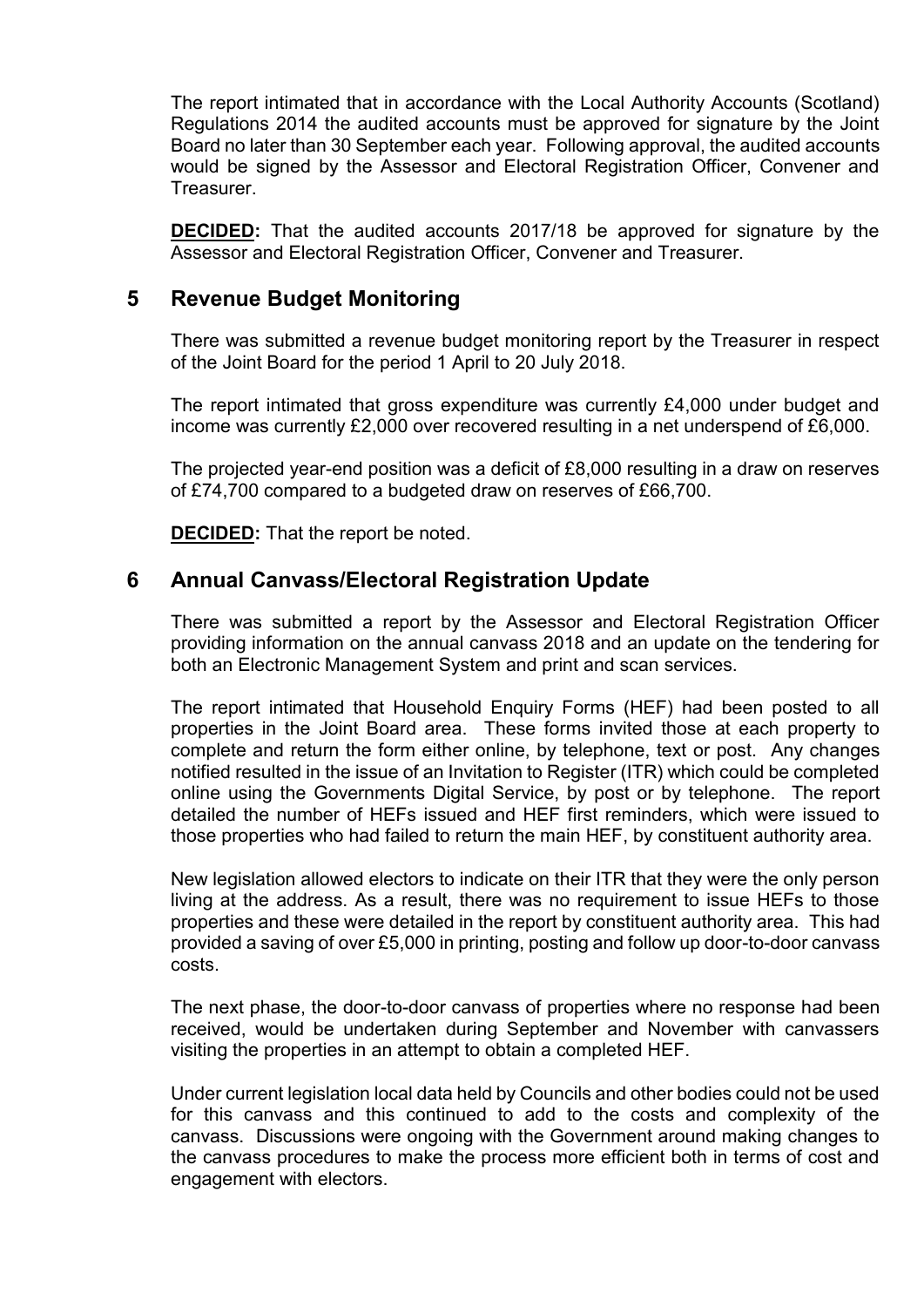The report intimated that in accordance with the Local Authority Accounts (Scotland) Regulations 2014 the audited accounts must be approved for signature by the Joint Board no later than 30 September each year. Following approval, the audited accounts would be signed by the Assessor and Electoral Registration Officer, Convener and Treasurer.

**DECIDED:** That the audited accounts 2017/18 be approved for signature by the Assessor and Electoral Registration Officer, Convener and Treasurer.

## 5 Revenue Budget Monitoring

There was submitted a revenue budget monitoring report by the Treasurer in respect of the Joint Board for the period 1 April to 20 July 2018.

The report intimated that gross expenditure was currently £4,000 under budget and income was currently £2,000 over recovered resulting in a net underspend of £6,000.

The projected year-end position was a deficit of £8,000 resulting in a draw on reserves of £74,700 compared to a budgeted draw on reserves of £66,700.

**DECIDED:** That the report be noted.

## 6 Annual Canvass/Electoral Registration Update

There was submitted a report by the Assessor and Electoral Registration Officer providing information on the annual canvass 2018 and an update on the tendering for both an Electronic Management System and print and scan services.

The report intimated that Household Enquiry Forms (HEF) had been posted to all properties in the Joint Board area. These forms invited those at each property to complete and return the form either online, by telephone, text or post. Any changes notified resulted in the issue of an Invitation to Register (ITR) which could be completed online using the Governments Digital Service, by post or by telephone. The report detailed the number of HEFs issued and HEF first reminders, which were issued to those properties who had failed to return the main HEF, by constituent authority area.

New legislation allowed electors to indicate on their ITR that they were the only person living at the address. As a result, there was no requirement to issue HEFs to those properties and these were detailed in the report by constituent authority area. This had provided a saving of over £5,000 in printing, posting and follow up door-to-door canvass costs.

The next phase, the door-to-door canvass of properties where no response had been received, would be undertaken during September and November with canvassers visiting the properties in an attempt to obtain a completed HEF.

Under current legislation local data held by Councils and other bodies could not be used for this canvass and this continued to add to the costs and complexity of the canvass. Discussions were ongoing with the Government around making changes to the canvass procedures to make the process more efficient both in terms of cost and engagement with electors.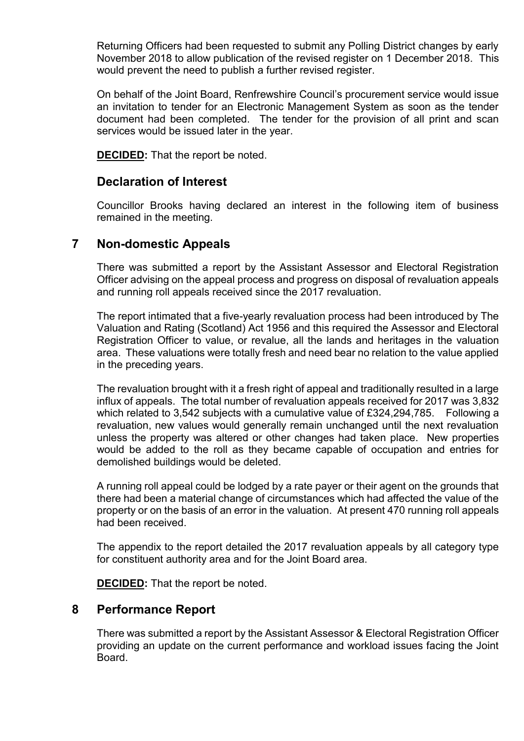Returning Officers had been requested to submit any Polling District changes by early November 2018 to allow publication of the revised register on 1 December 2018. This would prevent the need to publish a further revised register.

On behalf of the Joint Board, Renfrewshire Council's procurement service would issue an invitation to tender for an Electronic Management System as soon as the tender document had been completed. The tender for the provision of all print and scan services would be issued later in the year.

**DECIDED:** That the report be noted.

## Declaration of Interest

Councillor Brooks having declared an interest in the following item of business remained in the meeting.

## 7 Non-domestic Appeals

There was submitted a report by the Assistant Assessor and Electoral Registration Officer advising on the appeal process and progress on disposal of revaluation appeals and running roll appeals received since the 2017 revaluation.

The report intimated that a five-yearly revaluation process had been introduced by The Valuation and Rating (Scotland) Act 1956 and this required the Assessor and Electoral Registration Officer to value, or revalue, all the lands and heritages in the valuation area. These valuations were totally fresh and need bear no relation to the value applied in the preceding years.

The revaluation brought with it a fresh right of appeal and traditionally resulted in a large influx of appeals. The total number of revaluation appeals received for 2017 was 3,832 which related to 3,542 subjects with a cumulative value of £324,294,785. Following a revaluation, new values would generally remain unchanged until the next revaluation unless the property was altered or other changes had taken place. New properties would be added to the roll as they became capable of occupation and entries for demolished buildings would be deleted.

A running roll appeal could be lodged by a rate payer or their agent on the grounds that there had been a material change of circumstances which had affected the value of the property or on the basis of an error in the valuation. At present 470 running roll appeals had been received.

The appendix to the report detailed the 2017 revaluation appeals by all category type for constituent authority area and for the Joint Board area.

**DECIDED:** That the report be noted.

## 8 Performance Report

There was submitted a report by the Assistant Assessor & Electoral Registration Officer providing an update on the current performance and workload issues facing the Joint Board.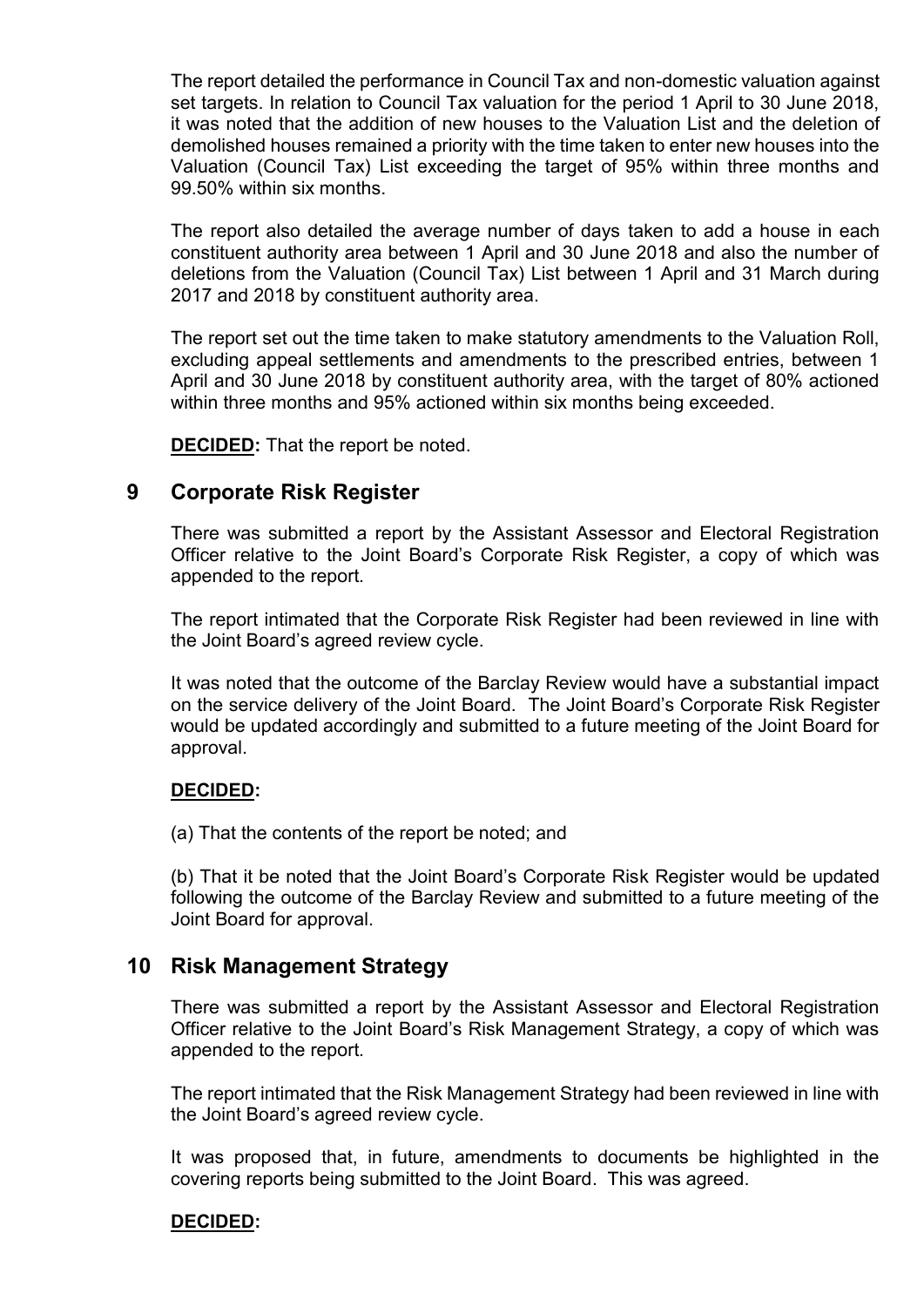The report detailed the performance in Council Tax and non-domestic valuation against set targets. In relation to Council Tax valuation for the period 1 April to 30 June 2018, it was noted that the addition of new houses to the Valuation List and the deletion of demolished houses remained a priority with the time taken to enter new houses into the Valuation (Council Tax) List exceeding the target of 95% within three months and 99.50% within six months.

The report also detailed the average number of days taken to add a house in each constituent authority area between 1 April and 30 June 2018 and also the number of deletions from the Valuation (Council Tax) List between 1 April and 31 March during 2017 and 2018 by constituent authority area.

The report set out the time taken to make statutory amendments to the Valuation Roll, excluding appeal settlements and amendments to the prescribed entries, between 1 April and 30 June 2018 by constituent authority area, with the target of 80% actioned within three months and 95% actioned within six months being exceeded.

**DECIDED:** That the report be noted.

## 9 Corporate Risk Register

There was submitted a report by the Assistant Assessor and Electoral Registration Officer relative to the Joint Board's Corporate Risk Register, a copy of which was appended to the report.

The report intimated that the Corporate Risk Register had been reviewed in line with the Joint Board's agreed review cycle.

It was noted that the outcome of the Barclay Review would have a substantial impact on the service delivery of the Joint Board. The Joint Board's Corporate Risk Register would be updated accordingly and submitted to a future meeting of the Joint Board for approval.

**DECIDED:**

(a) That the contents of the report be noted; and

(b) That it be noted that the Joint Board's Corporate Risk Register would be updated following the outcome of the Barclay Review and submitted to a future meeting of the Joint Board for approval.

## 10 Risk Management Strategy

There was submitted a report by the Assistant Assessor and Electoral Registration Officer relative to the Joint Board's Risk Management Strategy, a copy of which was appended to the report.

The report intimated that the Risk Management Strategy had been reviewed in line with the Joint Board's agreed review cycle.

It was proposed that, in future, amendments to documents be highlighted in the covering reports being submitted to the Joint Board. This was agreed.

**DECIDED:**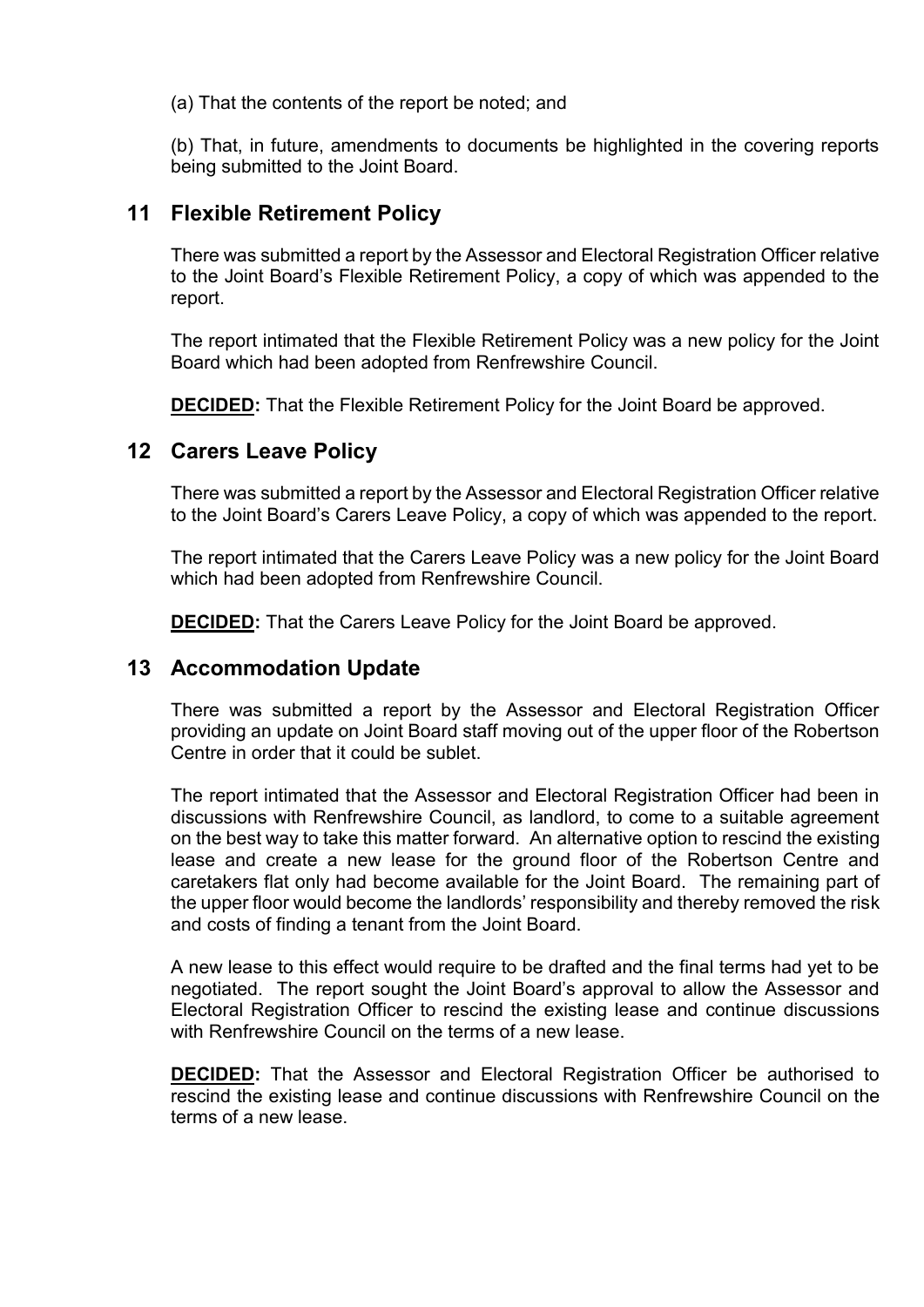(a) That the contents of the report be noted; and

(b) That, in future, amendments to documents be highlighted in the covering reports being submitted to the Joint Board.

## 11 Flexible Retirement Policy

There was submitted a report by the Assessor and Electoral Registration Officer relative to the Joint Board's Flexible Retirement Policy, a copy of which was appended to the report.

The report intimated that the Flexible Retirement Policy was a new policy for the Joint Board which had been adopted from Renfrewshire Council.

**DECIDED:** That the Flexible Retirement Policy for the Joint Board be approved.

## 12 Carers Leave Policy

There was submitted a report by the Assessor and Electoral Registration Officer relative to the Joint Board's Carers Leave Policy, a copy of which was appended to the report.

The report intimated that the Carers Leave Policy was a new policy for the Joint Board which had been adopted from Renfrewshire Council.

**DECIDED:** That the Carers Leave Policy for the Joint Board be approved.

## 13 Accommodation Update

There was submitted a report by the Assessor and Electoral Registration Officer providing an update on Joint Board staff moving out of the upper floor of the Robertson Centre in order that it could be sublet.

The report intimated that the Assessor and Electoral Registration Officer had been in discussions with Renfrewshire Council, as landlord, to come to a suitable agreement on the best way to take this matter forward. An alternative option to rescind the existing lease and create a new lease for the ground floor of the Robertson Centre and caretakers flat only had become available for the Joint Board. The remaining part of the upper floor would become the landlords' responsibility and thereby removed the risk and costs of finding a tenant from the Joint Board.

A new lease to this effect would require to be drafted and the final terms had yet to be negotiated. The report sought the Joint Board's approval to allow the Assessor and Electoral Registration Officer to rescind the existing lease and continue discussions with Renfrewshire Council on the terms of a new lease.

**DECIDED:** That the Assessor and Electoral Registration Officer be authorised to rescind the existing lease and continue discussions with Renfrewshire Council on the terms of a new lease.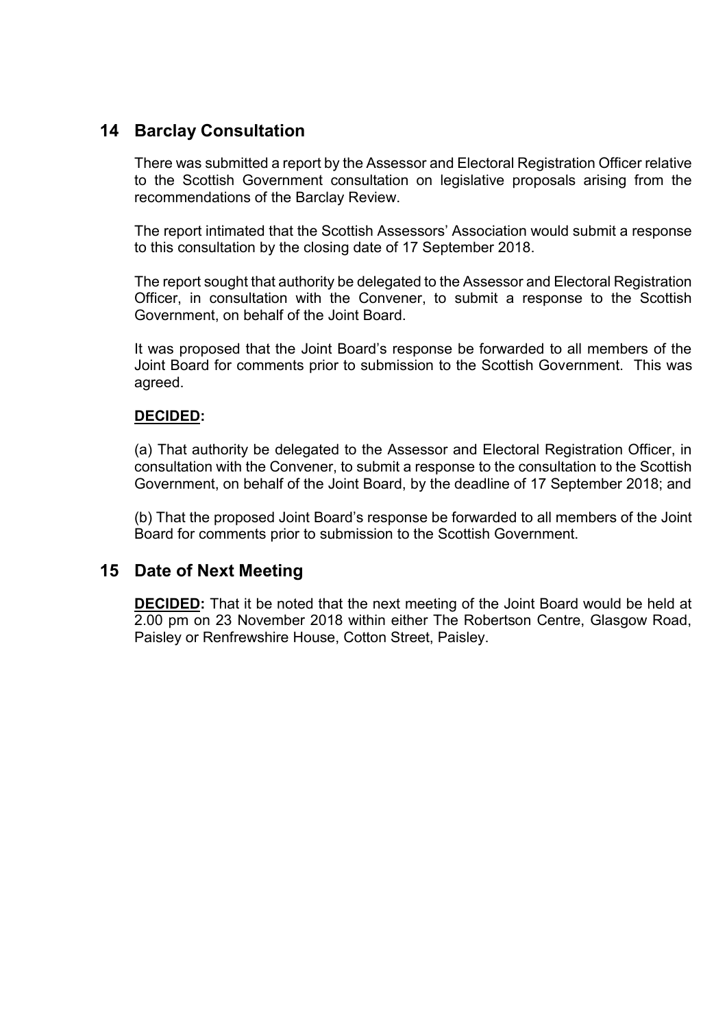## 14 Barclay Consultation

There was submitted a report by the Assessor and Electoral Registration Officer relative to the Scottish Government consultation on legislative proposals arising from the recommendations of the Barclay Review.

The report intimated that the Scottish Assessors' Association would submit a response to this consultation by the closing date of 17 September 2018.

The report sought that authority be delegated to the Assessor and Electoral Registration Officer, in consultation with the Convener, to submit a response to the Scottish Government, on behalf of the Joint Board.

It was proposed that the Joint Board's response be forwarded to all members of the Joint Board for comments prior to submission to the Scottish Government. This was agreed.

**DECIDED:**

(a) That authority be delegated to the Assessor and Electoral Registration Officer, in consultation with the Convener, to submit a response to the consultation to the Scottish Government, on behalf of the Joint Board, by the deadline of 17 September 2018; and

(b) That the proposed Joint Board's response be forwarded to all members of the Joint Board for comments prior to submission to the Scottish Government.

## 15 Date of Next Meeting

**DECIDED:** That it be noted that the next meeting of the Joint Board would be held at 2.00 pm on 23 November 2018 within either The Robertson Centre, Glasgow Road, Paisley or Renfrewshire House, Cotton Street, Paisley.